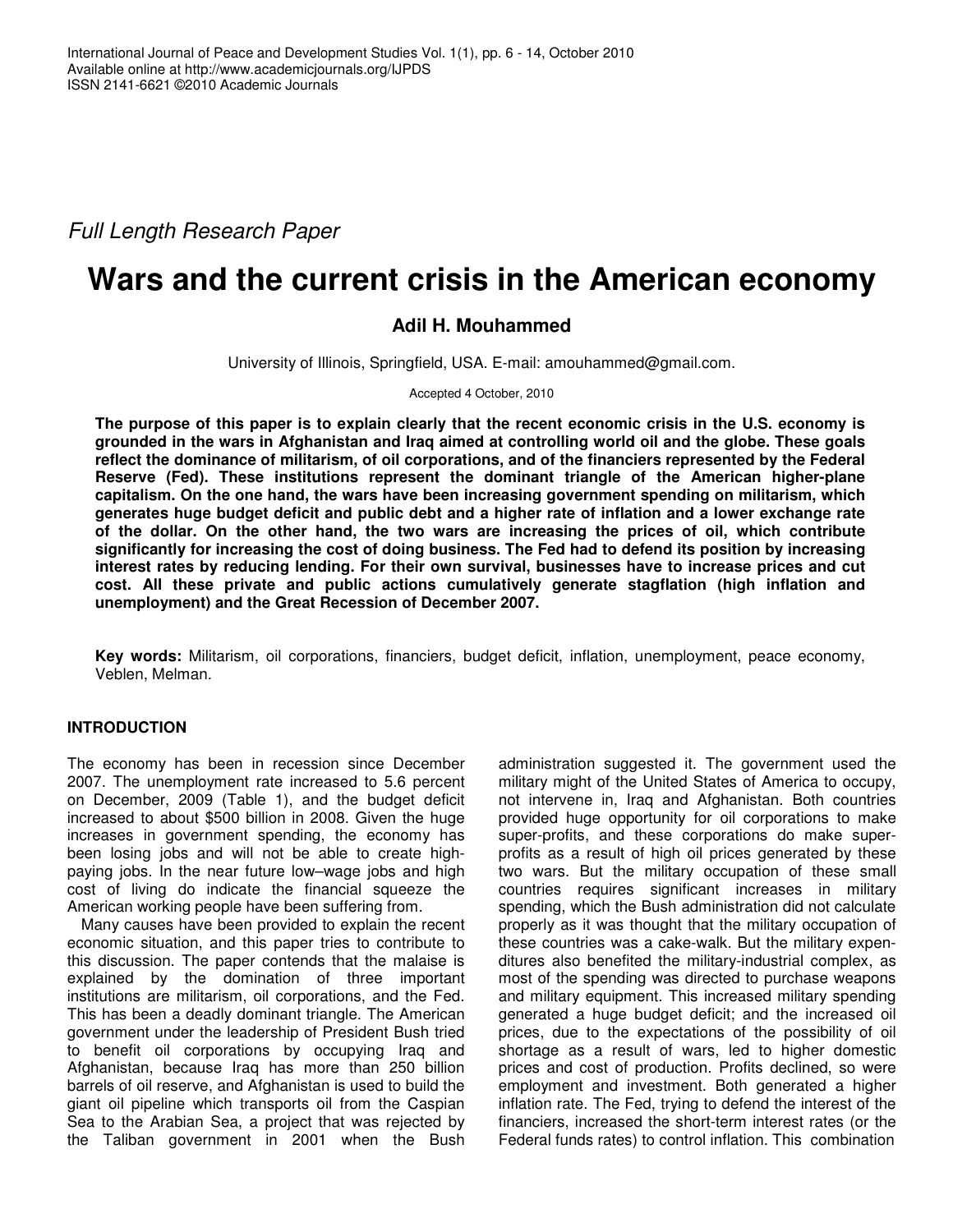*Full Length Research Paper*

# Wars and the current crisis in the American economy

**Adil H. Mouhammed**

University of Illinois, Springfield, USA. E-mail: amouhammed@gmail.com.

Accepted 4 October, 2010

**The purpose of this paper is to explain clearly that the recent economic crisis in the U.S. economy is grounded in the wars in Afghanistan and Iraq aimed at controlling world oil and the globe. These goals reflect the dominance of militarism, of oil corporations, and of the financiers represented by the Federal Reserve (Fed). These institutions represent the dominant triangle of the American higher-plane capitalism. On the one hand, the wars have been increasing government spending on militarism, which generates huge budget deficit and public debt and a higher rate of inflation and a lower exchange rate of the dollar. On the other hand, the two wars are increasing the prices of oil, which contribute significantly for increasing the cost of doing business. The Fed had to defend its position by increasing interest rates by reducing lending. For their own survival, businesses have to increase prices and cut cost. All these private and public actions cumulatively generate stagflation (high inflation and unemployment) and the Great Recession of December 2007.**

**Key words:** Militarism, oil corporations, financiers, budget deficit, inflation, unemployment, peace economy, Veblen, Melman.

## INTRODUCTION

The economy has been in recession since December 2007. The unemployment rate increased to 5.6 percent on December, 2009 (Table 1), and the budget deficit increased to about $500 billion in 2008. Given the huge increases in government spending, the economy has been losing jobs and will not be able to create high-paying jobs. In the near future low–wage jobs and high cost of living do indicate the financial squeeze the American working people have been suffering from.

Many causes have been provided to explain the recent economic situation, and this paper tries to contribute to this discussion. The paper contends that the malaise is explained by the domination of three important institutions are militarism, oil corporations, and the Fed. This has been a deadly dominant triangle. The American government under the leadership of President Bush tried to benefit oil corporations by occupying Iraq and Afghanistan, because Iraq has more than 250 billion barrels of oil reserve, and Afghanistan is used to build the giant oil pipeline which transports oil from the Caspian Sea to the Arabian Sea, a project that was rejected by the Taliban government in 2001 when the Bush administration suggested it. The government used the military might of the United States of America to occupy, not intervene in, Iraq and Afghanistan. Both countries provided huge opportunity for oil corporations to make super-profits, and these corporations do make super-profits as a result of high oil prices generated by these two wars. But the military occupation of these small countries requires significant increases in military spending, which the Bush administration did not calculate properly as it was thought that the military occupation of these countries was a cake-walk. But the military expenditures also benefited the military-industrial complex, as most of the spending was directed to purchase weapons and military equipment. This increased military spending generated a huge budget deficit; and the increased oil prices, due to the expectations of the possibility of oil shortage as a result of wars, led to higher domestic prices and cost of production. Profits declined, so were employment and investment. Both generated a higher inflation rate. The Fed, trying to defend the interest of the financiers, increased the short-term interest rates (or the Federal funds rates) to control inflation. This combination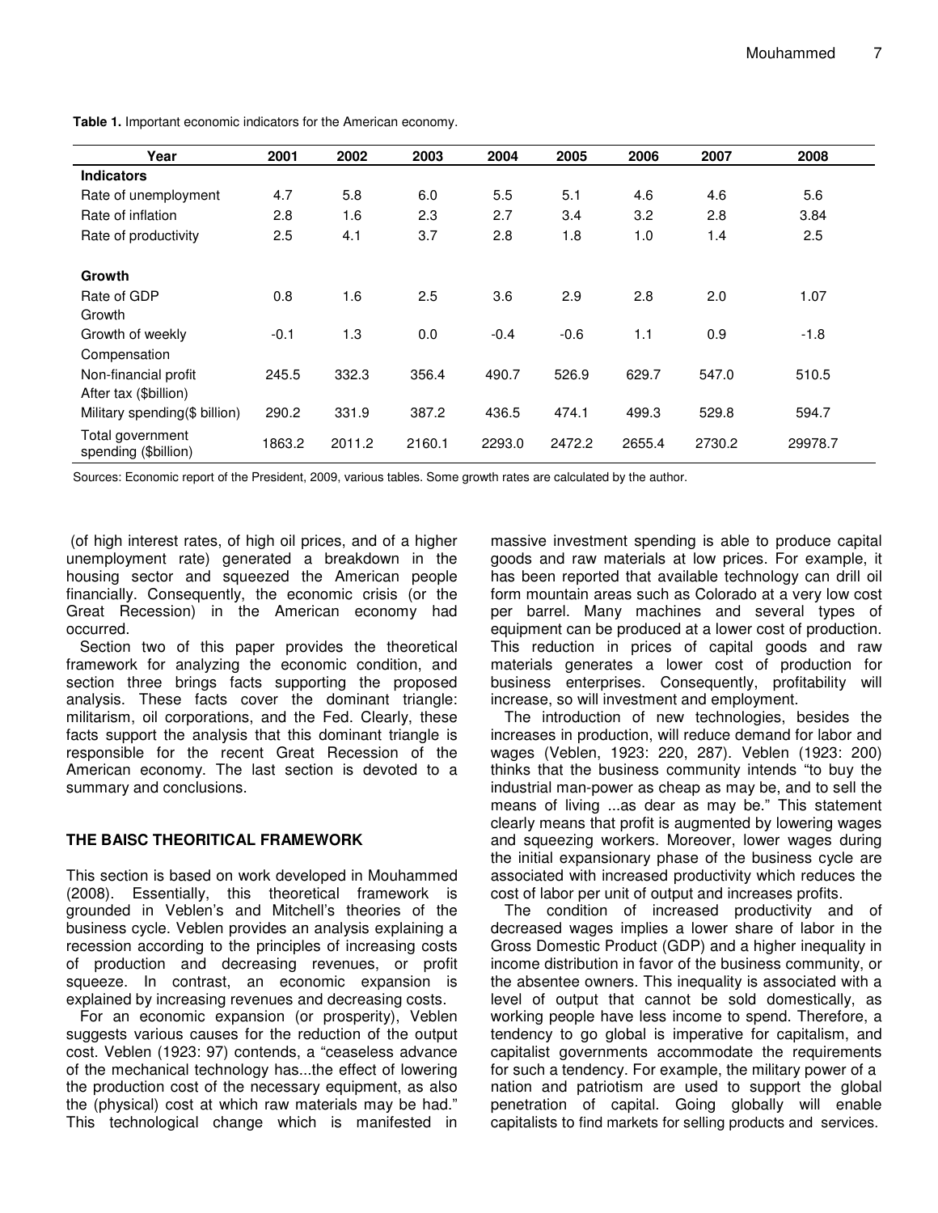**Table 1.** Important economic indicators for the American economy.

| Year | 2001 | 2002 | 2003 | 2004 | 2005 | 2006 | 2007 | 2008 |
|---|---|---|---|---|---|---|---|---|
| **Indicators** | | | | | | | | |
| Rate of unemployment | 4.7 | 5.8 | 6.0 | 5.5 | 5.1 | 4.6 | 4.6 | 5.6 |
| Rate of inflation | 2.8 | 1.6 | 2.3 | 2.7 | 3.4 | 3.2 | 2.8 | 3.84 |
| Rate of productivity | 2.5 | 4.1 | 3.7 | 2.8 | 1.8 | 1.0 | 1.4 | 2.5 |
| **Growth** | | | | | | | | |
| Rate of GDP Growth | 0.8 | 1.6 | 2.5 | 3.6 | 2.9 | 2.8 | 2.0 | 1.07 |
| Growth of weekly Compensation | -0.1 | 1.3 | 0.0 | -0.4 | -0.6 | 1.1 | 0.9 | -1.8 |
| Non-financial profit After tax ($billion) | 245.5 | 332.3 | 356.4 | 490.7 | 526.9 | 629.7 | 547.0 | 510.5 |
| Military spending($ billion) | 290.2 | 331.9 | 387.2 | 436.5 | 474.1 | 499.3 | 529.8 | 594.7 |
| Total government spending ($billion) | 1863.2 | 2011.2 | 2160.1 | 2293.0 | 2472.2 | 2655.4 | 2730.2 | 29978.7 |

Sources: Economic report of the President, 2009, various tables. Some growth rates are calculated by the author.

(of high interest rates, of high oil prices, and of a higher unemployment rate) generated a breakdown in the housing sector and squeezed the American people financially. Consequently, the economic crisis (or the Great Recession) in the American economy had occurred.

Section two of this paper provides the theoretical framework for analyzing the economic condition, and section three brings facts supporting the proposed analysis. These facts cover the dominant triangle: militarism, oil corporations, and the Fed. Clearly, these facts support the analysis that this dominant triangle is responsible for the recent Great Recession of the American economy. The last section is devoted to a summary and conclusions.

## THE BAISC THEORITICAL FRAMEWORK

This section is based on work developed in Mouhammed (2008). Essentially, this theoretical framework is grounded in Veblen's and Mitchell's theories of the business cycle. Veblen provides an analysis explaining a recession according to the principles of increasing costs of production and decreasing revenues, or profit squeeze. In contrast, an economic expansion is explained by increasing revenues and decreasing costs.

For an economic expansion (or prosperity), Veblen suggests various causes for the reduction of the output cost. Veblen (1923: 97) contends, a "ceaseless advance of the mechanical technology has...the effect of lowering the production cost of the necessary equipment, as also the (physical) cost at which raw materials may be had." This technological change which is manifested in massive investment spending is able to produce capital goods and raw materials at low prices. For example, it has been reported that available technology can drill oil form mountain areas such as Colorado at a very low cost per barrel. Many machines and several types of equipment can be produced at a lower cost of production. This reduction in prices of capital goods and raw materials generates a lower cost of production for business enterprises. Consequently, profitability will increase, so will investment and employment.

The introduction of new technologies, besides the increases in production, will reduce demand for labor and wages (Veblen, 1923: 220, 287). Veblen (1923: 200) thinks that the business community intends "to buy the industrial man-power as cheap as may be, and to sell the means of living ...as dear as may be." This statement clearly means that profit is augmented by lowering wages and squeezing workers. Moreover, lower wages during the initial expansionary phase of the business cycle are associated with increased productivity which reduces the cost of labor per unit of output and increases profits.

The condition of increased productivity and of decreased wages implies a lower share of labor in the Gross Domestic Product (GDP) and a higher inequality in income distribution in favor of the business community, or the absentee owners. This inequality is associated with a level of output that cannot be sold domestically, as working people have less income to spend. Therefore, a tendency to go global is imperative for capitalism, and capitalist governments accommodate the requirements for such a tendency. For example, the military power of a nation and patriotism are used to support the global penetration of capital. Going globally will enable capitalists to find markets for selling products and services.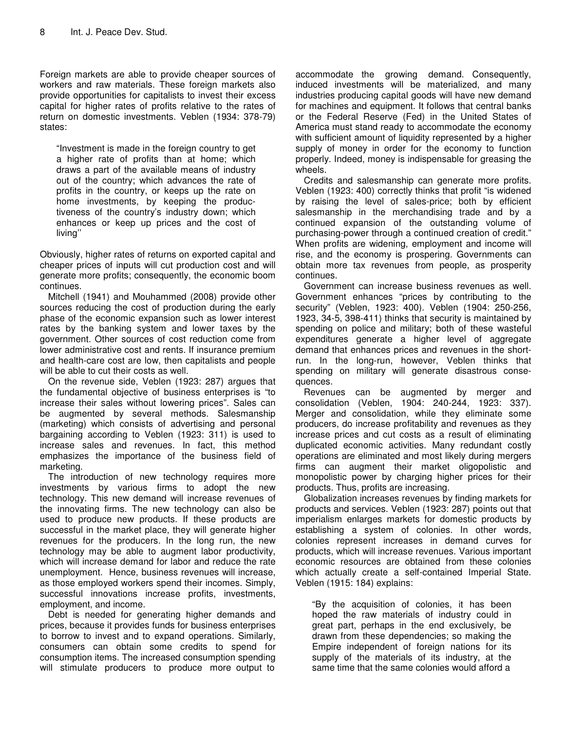Foreign markets are able to provide cheaper sources of workers and raw materials. These foreign markets also provide opportunities for capitalists to invest their excess capital for higher rates of profits relative to the rates of return on domestic investments. Veblen (1934: 378-79) states:

> "Investment is made in the foreign country to get a higher rate of profits than at home; which draws a part of the available means of industry out of the country; which advances the rate of profits in the country, or keeps up the rate on home investments, by keeping the productiveness of the country's industry down; which enhances or keep up prices and the cost of living''

Obviously, higher rates of returns on exported capital and cheaper prices of inputs will cut production cost and will generate more profits; consequently, the economic boom continues.

Mitchell (1941) and Mouhammed (2008) provide other sources reducing the cost of production during the early phase of the economic expansion such as lower interest rates by the banking system and lower taxes by the government. Other sources of cost reduction come from lower administrative cost and rents. If insurance premium and health-care cost are low, then capitalists and people will be able to cut their costs as well.

On the revenue side, Veblen (1923: 287) argues that the fundamental objective of business enterprises is "to increase their sales without lowering prices". Sales can be augmented by several methods. Salesmanship (marketing) which consists of advertising and personal bargaining according to Veblen (1923: 311) is used to increase sales and revenues. In fact, this method emphasizes the importance of the business field of marketing.

The introduction of new technology requires more investments by various firms to adopt the new technology. This new demand will increase revenues of the innovating firms. The new technology can also be used to produce new products. If these products are successful in the market place, they will generate higher revenues for the producers. In the long run, the new technology may be able to augment labor productivity, which will increase demand for labor and reduce the rate unemployment. Hence, business revenues will increase, as those employed workers spend their incomes. Simply, successful innovations increase profits, investments, employment, and income.

Debt is needed for generating higher demands and prices, because it provides funds for business enterprises to borrow to invest and to expand operations. Similarly, consumers can obtain some credits to spend for consumption items. The increased consumption spending will stimulate producers to produce more output to accommodate the growing demand. Consequently, induced investments will be materialized, and many industries producing capital goods will have new demand for machines and equipment. It follows that central banks or the Federal Reserve (Fed) in the United States of America must stand ready to accommodate the economy with sufficient amount of liquidity represented by a higher supply of money in order for the economy to function properly. Indeed, money is indispensable for greasing the wheels.

Credits and salesmanship can generate more profits. Veblen (1923: 400) correctly thinks that profit "is widened by raising the level of sales-price; both by efficient salesmanship in the merchandising trade and by a continued expansion of the outstanding volume of purchasing-power through a continued creation of credit." When profits are widening, employment and income will rise, and the economy is prospering. Governments can obtain more tax revenues from people, as prosperity continues.

Government can increase business revenues as well. Government enhances "prices by contributing to the security" (Veblen, 1923: 400). Veblen (1904: 250-256, 1923, 34-5, 398-411) thinks that security is maintained by spending on police and military; both of these wasteful expenditures generate a higher level of aggregate demand that enhances prices and revenues in the short-run. In the long-run, however, Veblen thinks that spending on military will generate disastrous consequences.

Revenues can be augmented by merger and consolidation (Veblen, 1904: 240-244, 1923: 337). Merger and consolidation, while they eliminate some producers, do increase profitability and revenues as they increase prices and cut costs as a result of eliminating duplicated economic activities. Many redundant costly operations are eliminated and most likely during mergers firms can augment their market oligopolistic and monopolistic power by charging higher prices for their products. Thus, profits are increasing.

Globalization increases revenues by finding markets for products and services. Veblen (1923: 287) points out that imperialism enlarges markets for domestic products by establishing a system of colonies. In other words, colonies represent increases in demand curves for products, which will increase revenues. Various important economic resources are obtained from these colonies which actually create a self-contained Imperial State. Veblen (1915: 184) explains:

> "By the acquisition of colonies, it has been hoped the raw materials of industry could in great part, perhaps in the end exclusively, be drawn from these dependencies; so making the Empire independent of foreign nations for its supply of the materials of its industry, at the same time that the same colonies would afford a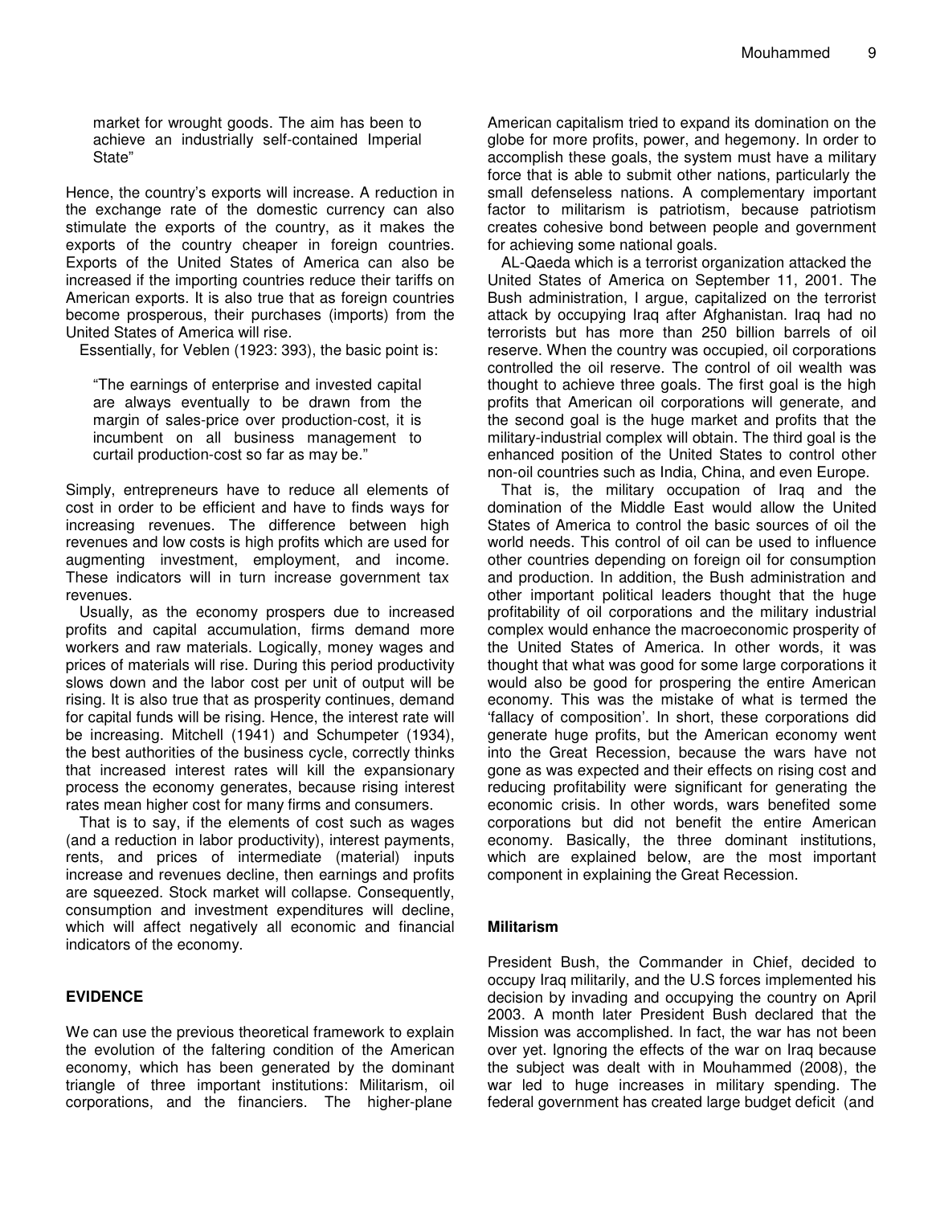market for wrought goods. The aim has been to achieve an industrially self-contained Imperial State"

Hence, the country's exports will increase. A reduction in the exchange rate of the domestic currency can also stimulate the exports of the country, as it makes the exports of the country cheaper in foreign countries. Exports of the United States of America can also be increased if the importing countries reduce their tariffs on American exports. It is also true that as foreign countries become prosperous, their purchases (imports) from the United States of America will rise.

Essentially, for Veblen (1923: 393), the basic point is:

> "The earnings of enterprise and invested capital are always eventually to be drawn from the margin of sales-price over production-cost, it is incumbent on all business management to curtail production-cost so far as may be."

Simply, entrepreneurs have to reduce all elements of cost in order to be efficient and have to finds ways for increasing revenues. The difference between high revenues and low costs is high profits which are used for augmenting investment, employment, and income. These indicators will in turn increase government tax revenues.

Usually, as the economy prospers due to increased profits and capital accumulation, firms demand more workers and raw materials. Logically, money wages and prices of materials will rise. During this period productivity slows down and the labor cost per unit of output will be rising. It is also true that as prosperity continues, demand for capital funds will be rising. Hence, the interest rate will be increasing. Mitchell (1941) and Schumpeter (1934), the best authorities of the business cycle, correctly thinks that increased interest rates will kill the expansionary process the economy generates, because rising interest rates mean higher cost for many firms and consumers.

That is to say, if the elements of cost such as wages (and a reduction in labor productivity), interest payments, rents, and prices of intermediate (material) inputs increase and revenues decline, then earnings and profits are squeezed. Stock market will collapse. Consequently, consumption and investment expenditures will decline, which will affect negatively all economic and financial indicators of the economy.

## EVIDENCE

We can use the previous theoretical framework to explain the evolution of the faltering condition of the American economy, which has been generated by the dominant triangle of three important institutions: Militarism, oil corporations, and the financiers. The higher-plane American capitalism tried to expand its domination on the globe for more profits, power, and hegemony. In order to accomplish these goals, the system must have a military force that is able to submit other nations, particularly the small defenseless nations. A complementary important factor to militarism is patriotism, because patriotism creates cohesive bond between people and government for achieving some national goals.

AL-Qaeda which is a terrorist organization attacked the United States of America on September 11, 2001. The Bush administration, I argue, capitalized on the terrorist attack by occupying Iraq after Afghanistan. Iraq had no terrorists but has more than 250 billion barrels of oil reserve. When the country was occupied, oil corporations controlled the oil reserve. The control of oil wealth was thought to achieve three goals. The first goal is the high profits that American oil corporations will generate, and the second goal is the huge market and profits that the military-industrial complex will obtain. The third goal is the enhanced position of the United States to control other non-oil countries such as India, China, and even Europe.

That is, the military occupation of Iraq and the domination of the Middle East would allow the United States of America to control the basic sources of oil the world needs. This control of oil can be used to influence other countries depending on foreign oil for consumption and production. In addition, the Bush administration and other important political leaders thought that the huge profitability of oil corporations and the military industrial complex would enhance the macroeconomic prosperity of the United States of America. In other words, it was thought that what was good for some large corporations it would also be good for prospering the entire American economy. This was the mistake of what is termed the 'fallacy of composition'. In short, these corporations did generate huge profits, but the American economy went into the Great Recession, because the wars have not gone as was expected and their effects on rising cost and reducing profitability were significant for generating the economic crisis. In other words, wars benefited some corporations but did not benefit the entire American economy. Basically, the three dominant institutions, which are explained below, are the most important component in explaining the Great Recession.

### Militarism

President Bush, the Commander in Chief, decided to occupy Iraq militarily, and the U.S forces implemented his decision by invading and occupying the country on April 2003. A month later President Bush declared that the Mission was accomplished. In fact, the war has not been over yet. Ignoring the effects of the war on Iraq because the subject was dealt with in Mouhammed (2008), the war led to huge increases in military spending. The federal government has created large budget deficit (and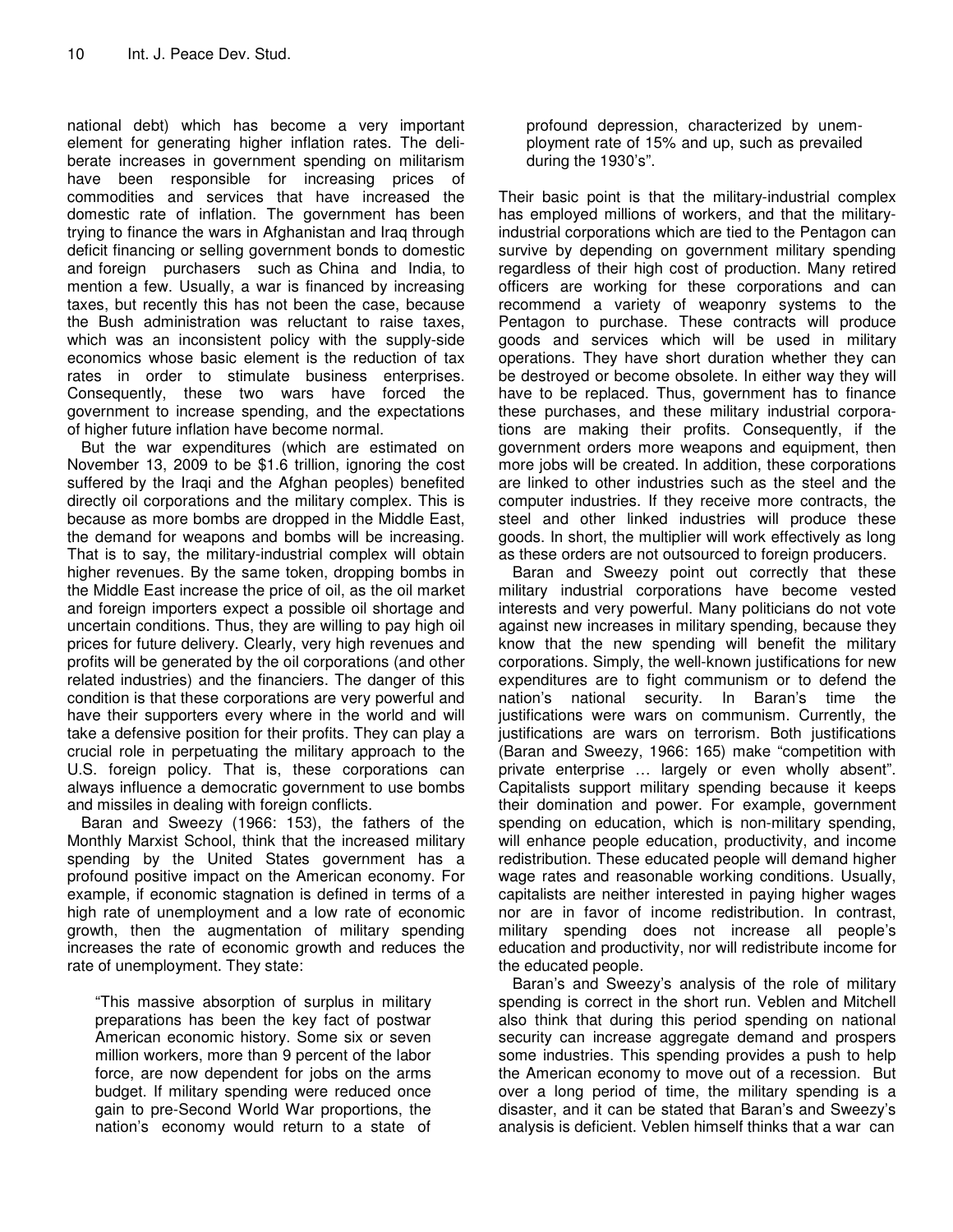national debt) which has become a very important element for generating higher inflation rates. The deliberate increases in government spending on militarism have been responsible for increasing prices of commodities and services that have increased the domestic rate of inflation. The government has been trying to finance the wars in Afghanistan and Iraq through deficit financing or selling government bonds to domestic and foreign purchasers such as China and India, to mention a few. Usually, a war is financed by increasing taxes, but recently this has not been the case, because the Bush administration was reluctant to raise taxes, which was an inconsistent policy with the supply-side economics whose basic element is the reduction of tax rates in order to stimulate business enterprises. Consequently, these two wars have forced the government to increase spending, and the expectations of higher future inflation have become normal.

But the war expenditures (which are estimated on November 13, 2009 to be $1.6 trillion, ignoring the cost suffered by the Iraqi and the Afghan peoples) benefited directly oil corporations and the military complex. This is because as more bombs are dropped in the Middle East, the demand for weapons and bombs will be increasing. That is to say, the military-industrial complex will obtain higher revenues. By the same token, dropping bombs in the Middle East increase the price of oil, as the oil market and foreign importers expect a possible oil shortage and uncertain conditions. Thus, they are willing to pay high oil prices for future delivery. Clearly, very high revenues and profits will be generated by the oil corporations (and other related industries) and the financiers. The danger of this condition is that these corporations are very powerful and have their supporters every where in the world and will take a defensive position for their profits. They can play a crucial role in perpetuating the military approach to the U.S. foreign policy. That is, these corporations can always influence a democratic government to use bombs and missiles in dealing with foreign conflicts.

Baran and Sweezy (1966: 153), the fathers of the Monthly Marxist School, think that the increased military spending by the United States government has a profound positive impact on the American economy. For example, if economic stagnation is defined in terms of a high rate of unemployment and a low rate of economic growth, then the augmentation of military spending increases the rate of economic growth and reduces the rate of unemployment. They state:

> "This massive absorption of surplus in military preparations has been the key fact of postwar American economic history. Some six or seven million workers, more than 9 percent of the labor force, are now dependent for jobs on the arms budget. If military spending were reduced once gain to pre-Second World War proportions, the nation's economy would return to a state of profound depression, characterized by unemployment rate of 15% and up, such as prevailed during the 1930's".

Their basic point is that the military-industrial complex has employed millions of workers, and that the military-industrial corporations which are tied to the Pentagon can survive by depending on government military spending regardless of their high cost of production. Many retired officers are working for these corporations and can recommend a variety of weaponry systems to the Pentagon to purchase. These contracts will produce goods and services which will be used in military operations. They have short duration whether they can be destroyed or become obsolete. In either way they will have to be replaced. Thus, government has to finance these purchases, and these military industrial corporations are making their profits. Consequently, if the government orders more weapons and equipment, then more jobs will be created. In addition, these corporations are linked to other industries such as the steel and the computer industries. If they receive more contracts, the steel and other linked industries will produce these goods. In short, the multiplier will work effectively as long as these orders are not outsourced to foreign producers.

Baran and Sweezy point out correctly that these military industrial corporations have become vested interests and very powerful. Many politicians do not vote against new increases in military spending, because they know that the new spending will benefit the military corporations. Simply, the well-known justifications for new expenditures are to fight communism or to defend the nation's national security. In Baran's time the justifications were wars on communism. Currently, the justifications are wars on terrorism. Both justifications (Baran and Sweezy, 1966: 165) make "competition with private enterprise … largely or even wholly absent". Capitalists support military spending because it keeps their domination and power. For example, government spending on education, which is non-military spending, will enhance people education, productivity, and income redistribution. These educated people will demand higher wage rates and reasonable working conditions. Usually, capitalists are neither interested in paying higher wages nor are in favor of income redistribution. In contrast, military spending does not increase all people's education and productivity, nor will redistribute income for the educated people.

Baran's and Sweezy's analysis of the role of military spending is correct in the short run. Veblen and Mitchell also think that during this period spending on national security can increase aggregate demand and prospers some industries. This spending provides a push to help the American economy to move out of a recession. But over a long period of time, the military spending is a disaster, and it can be stated that Baran's and Sweezy's analysis is deficient. Veblen himself thinks that a war can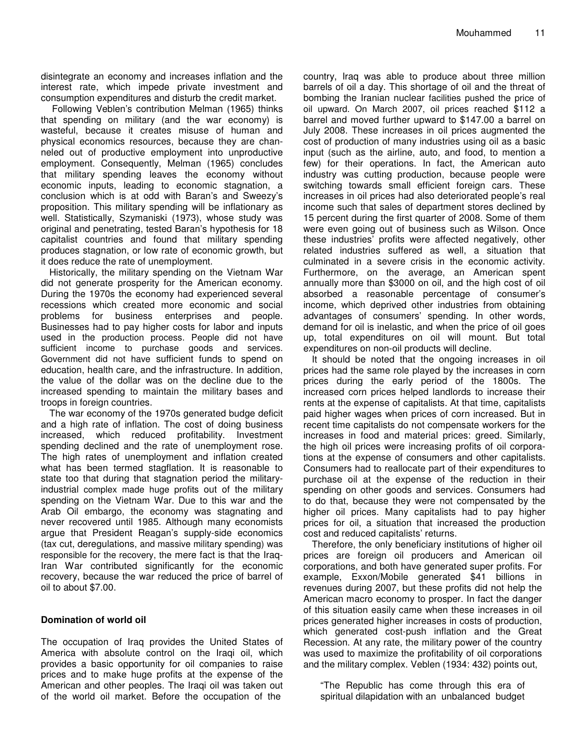disintegrate an economy and increases inflation and the interest rate, which impede private investment and consumption expenditures and disturb the credit market.

Following Veblen's contribution Melman (1965) thinks that spending on military (and the war economy) is wasteful, because it creates misuse of human and physical economics resources, because they are channeled out of productive employment into unproductive employment. Consequently, Melman (1965) concludes that military spending leaves the economy without economic inputs, leading to economic stagnation, a conclusion which is at odd with Baran's and Sweezy's proposition. This military spending will be inflationary as well. Statistically, Szymaniski (1973), whose study was original and penetrating, tested Baran's hypothesis for 18 capitalist countries and found that military spending produces stagnation, or low rate of economic growth, but it does reduce the rate of unemployment.

Historically, the military spending on the Vietnam War did not generate prosperity for the American economy. During the 1970s the economy had experienced several recessions which created more economic and social problems for business enterprises and people. Businesses had to pay higher costs for labor and inputs used in the production process. People did not have sufficient income to purchase goods and services. Government did not have sufficient funds to spend on education, health care, and the infrastructure. In addition, the value of the dollar was on the decline due to the increased spending to maintain the military bases and troops in foreign countries.

The war economy of the 1970s generated budge deficit and a high rate of inflation. The cost of doing business increased, which reduced profitability. Investment spending declined and the rate of unemployment rose. The high rates of unemployment and inflation created what has been termed stagflation. It is reasonable to state too that during that stagnation period the military-industrial complex made huge profits out of the military spending on the Vietnam War. Due to this war and the Arab Oil embargo, the economy was stagnating and never recovered until 1985. Although many economists argue that President Reagan's supply-side economics (tax cut, deregulations, and massive military spending) was responsible for the recovery, the mere fact is that the Iraq-Iran War contributed significantly for the economic recovery, because the war reduced the price of barrel of oil to about $7.00.

**Domination of world oil**

The occupation of Iraq provides the United States of America with absolute control on the Iraqi oil, which provides a basic opportunity for oil companies to raise prices and to make huge profits at the expense of the American and other peoples. The Iraqi oil was taken out of the world oil market. Before the occupation of the country, Iraq was able to produce about three million barrels of oil a day. This shortage of oil and the threat of bombing the Iranian nuclear facilities pushed the price of oil upward. On March 2007, oil prices reached $112 a barrel and moved further upward to $147.00 a barrel on July 2008. These increases in oil prices augmented the cost of production of many industries using oil as a basic input (such as the airline, auto, and food, to mention a few) for their operations. In fact, the American auto industry was cutting production, because people were switching towards small efficient foreign cars. These increases in oil prices had also deteriorated people's real income such that sales of department stores declined by 15 percent during the first quarter of 2008. Some of them were even going out of business such as Wilson. Once these industries' profits were affected negatively, other related industries suffered as well, a situation that culminated in a severe crisis in the economic activity. Furthermore, on the average, an American spent annually more than $3000 on oil, and the high cost of oil absorbed a reasonable percentage of consumer's income, which deprived other industries from obtaining advantages of consumers' spending. In other words, demand for oil is inelastic, and when the price of oil goes up, total expenditures on oil will mount. But total expenditures on non-oil products will decline.

It should be noted that the ongoing increases in oil prices had the same role played by the increases in corn prices during the early period of the 1800s. The increased corn prices helped landlords to increase their rents at the expense of capitalists. At that time, capitalists paid higher wages when prices of corn increased. But in recent time capitalists do not compensate workers for the increases in food and material prices: greed. Similarly, the high oil prices were increasing profits of oil corporations at the expense of consumers and other capitalists. Consumers had to reallocate part of their expenditures to purchase oil at the expense of the reduction in their spending on other goods and services. Consumers had to do that, because they were not compensated by the higher oil prices. Many capitalists had to pay higher prices for oil, a situation that increased the production cost and reduced capitalists' returns.

Therefore, the only beneficiary institutions of higher oil prices are foreign oil producers and American oil corporations, and both have generated super profits. For example, Exxon/Mobile generated $41 billions in revenues during 2007, but these profits did not help the American macro economy to prosper. In fact the danger of this situation easily came when these increases in oil prices generated higher increases in costs of production, which generated cost-push inflation and the Great Recession. At any rate, the military power of the country was used to maximize the profitability of oil corporations and the military complex. Veblen (1934: 432) points out,

> "The Republic has come through this era of spiritual dilapidation with an unbalanced budget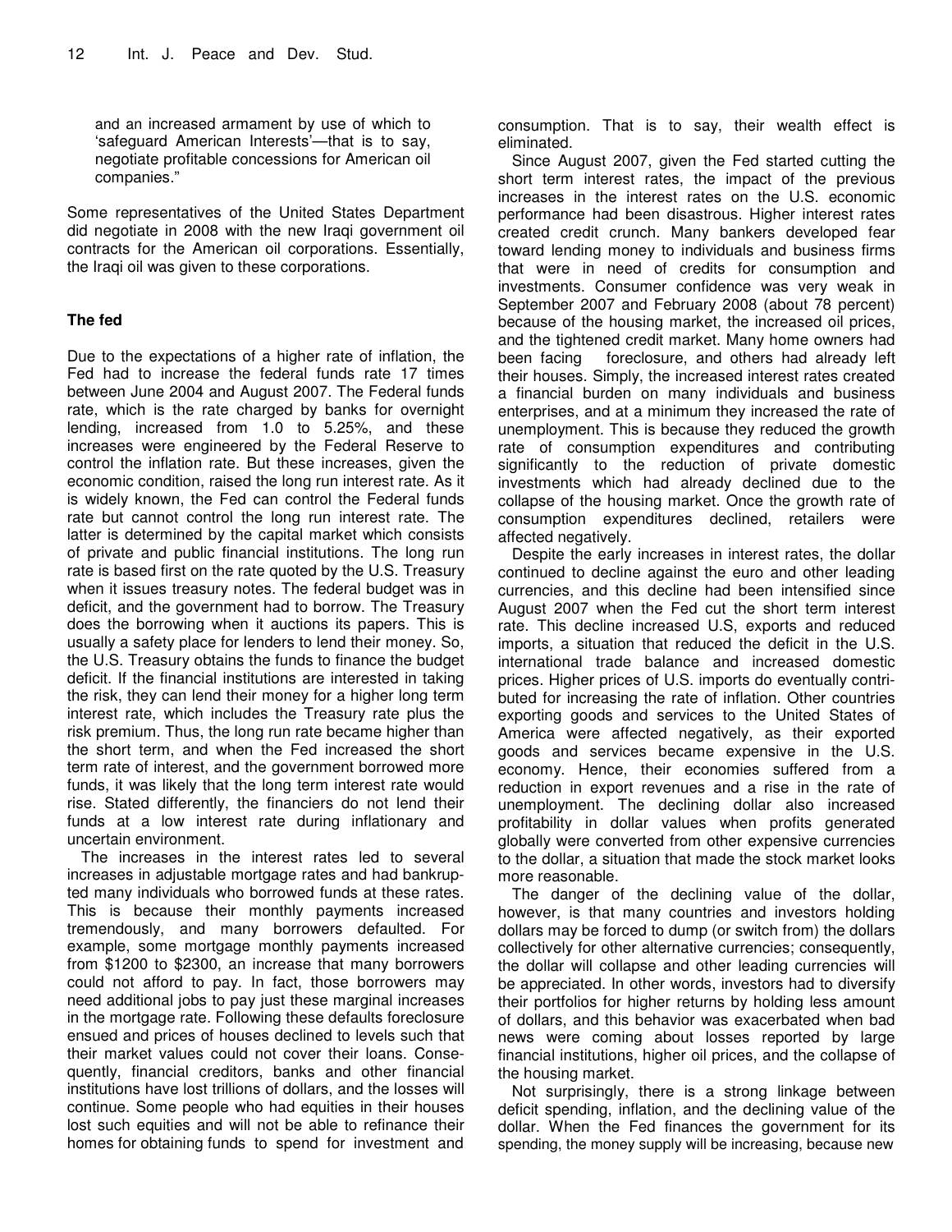and an increased armament by use of which to 'safeguard American Interests'—that is to say, negotiate profitable concessions for American oil companies."

Some representatives of the United States Department did negotiate in 2008 with the new Iraqi government oil contracts for the American oil corporations. Essentially, the Iraqi oil was given to these corporations.

### The fed

Due to the expectations of a higher rate of inflation, the Fed had to increase the federal funds rate 17 times between June 2004 and August 2007. The Federal funds rate, which is the rate charged by banks for overnight lending, increased from 1.0 to 5.25%, and these increases were engineered by the Federal Reserve to control the inflation rate. But these increases, given the economic condition, raised the long run interest rate. As it is widely known, the Fed can control the Federal funds rate but cannot control the long run interest rate. The latter is determined by the capital market which consists of private and public financial institutions. The long run rate is based first on the rate quoted by the U.S. Treasury when it issues treasury notes. The federal budget was in deficit, and the government had to borrow. The Treasury does the borrowing when it auctions its papers. This is usually a safety place for lenders to lend their money. So, the U.S. Treasury obtains the funds to finance the budget deficit. If the financial institutions are interested in taking the risk, they can lend their money for a higher long term interest rate, which includes the Treasury rate plus the risk premium. Thus, the long run rate became higher than the short term, and when the Fed increased the short term rate of interest, and the government borrowed more funds, it was likely that the long term interest rate would rise. Stated differently, the financiers do not lend their funds at a low interest rate during inflationary and uncertain environment.

The increases in the interest rates led to several increases in adjustable mortgage rates and had bankrupted many individuals who borrowed funds at these rates. This is because their monthly payments increased tremendously, and many borrowers defaulted. For example, some mortgage monthly payments increased from $1200 to $2300, an increase that many borrowers could not afford to pay. In fact, those borrowers may need additional jobs to pay just these marginal increases in the mortgage rate. Following these defaults foreclosure ensued and prices of houses declined to levels such that their market values could not cover their loans. Consequently, financial creditors, banks and other financial institutions have lost trillions of dollars, and the losses will continue. Some people who had equities in their houses lost such equities and will not be able to refinance their homes for obtaining funds to spend for investment and consumption. That is to say, their wealth effect is eliminated.

Since August 2007, given the Fed started cutting the short term interest rates, the impact of the previous increases in the interest rates on the U.S. economic performance had been disastrous. Higher interest rates created credit crunch. Many bankers developed fear toward lending money to individuals and business firms that were in need of credits for consumption and investments. Consumer confidence was very weak in September 2007 and February 2008 (about 78 percent) because of the housing market, the increased oil prices, and the tightened credit market. Many home owners had been facing foreclosure, and others had already left their houses. Simply, the increased interest rates created a financial burden on many individuals and business enterprises, and at a minimum they increased the rate of unemployment. This is because they reduced the growth rate of consumption expenditures and contributing significantly to the reduction of private domestic investments which had already declined due to the collapse of the housing market. Once the growth rate of consumption expenditures declined, retailers were affected negatively.

Despite the early increases in interest rates, the dollar continued to decline against the euro and other leading currencies, and this decline had been intensified since August 2007 when the Fed cut the short term interest rate. This decline increased U.S, exports and reduced imports, a situation that reduced the deficit in the U.S. international trade balance and increased domestic prices. Higher prices of U.S. imports do eventually contributed for increasing the rate of inflation. Other countries exporting goods and services to the United States of America were affected negatively, as their exported goods and services became expensive in the U.S. economy. Hence, their economies suffered from a reduction in export revenues and a rise in the rate of unemployment. The declining dollar also increased profitability in dollar values when profits generated globally were converted from other expensive currencies to the dollar, a situation that made the stock market looks more reasonable.

The danger of the declining value of the dollar, however, is that many countries and investors holding dollars may be forced to dump (or switch from) the dollars collectively for other alternative currencies; consequently, the dollar will collapse and other leading currencies will be appreciated. In other words, investors had to diversify their portfolios for higher returns by holding less amount of dollars, and this behavior was exacerbated when bad news were coming about losses reported by large financial institutions, higher oil prices, and the collapse of the housing market.

Not surprisingly, there is a strong linkage between deficit spending, inflation, and the declining value of the dollar. When the Fed finances the government for its spending, the money supply will be increasing, because new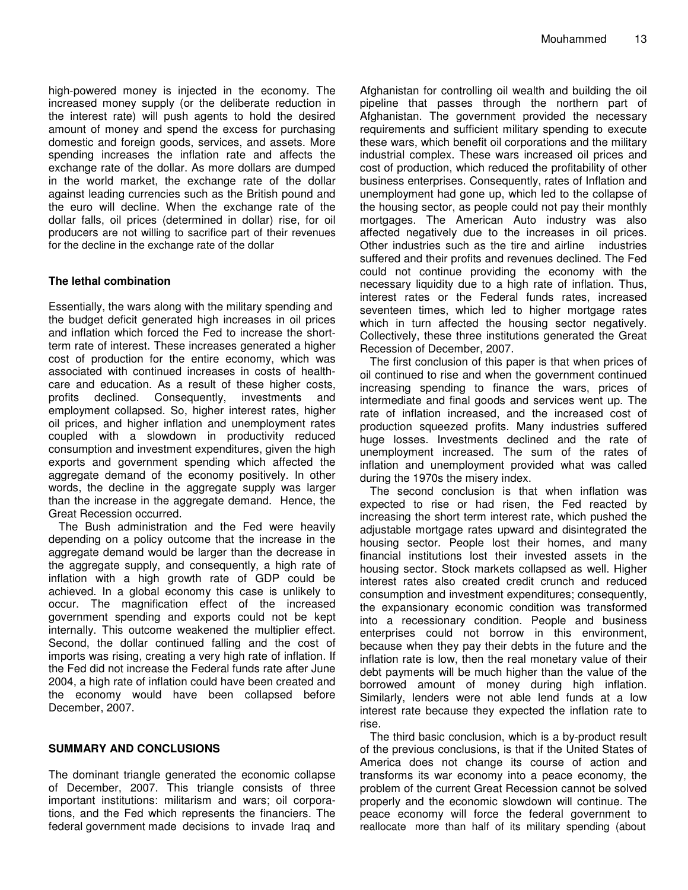high-powered money is injected in the economy. The increased money supply (or the deliberate reduction in the interest rate) will push agents to hold the desired amount of money and spend the excess for purchasing domestic and foreign goods, services, and assets. More spending increases the inflation rate and affects the exchange rate of the dollar. As more dollars are dumped in the world market, the exchange rate of the dollar against leading currencies such as the British pound and the euro will decline. When the exchange rate of the dollar falls, oil prices (determined in dollar) rise, for oil producers are not willing to sacrifice part of their revenues for the decline in the exchange rate of the dollar

**The lethal combination**

Essentially, the wars along with the military spending and the budget deficit generated high increases in oil prices and inflation which forced the Fed to increase the short-term rate of interest. These increases generated a higher cost of production for the entire economy, which was associated with continued increases in costs of health-care and education. As a result of these higher costs, profits declined. Consequently, investments and employment collapsed. So, higher interest rates, higher oil prices, and higher inflation and unemployment rates coupled with a slowdown in productivity reduced consumption and investment expenditures, given the high exports and government spending which affected the aggregate demand of the economy positively. In other words, the decline in the aggregate supply was larger than the increase in the aggregate demand. Hence, the Great Recession occurred.

The Bush administration and the Fed were heavily depending on a policy outcome that the increase in the aggregate demand would be larger than the decrease in the aggregate supply, and consequently, a high rate of inflation with a high growth rate of GDP could be achieved. In a global economy this case is unlikely to occur. The magnification effect of the increased government spending and exports could not be kept internally. This outcome weakened the multiplier effect. Second, the dollar continued falling and the cost of imports was rising, creating a very high rate of inflation. If the Fed did not increase the Federal funds rate after June 2004, a high rate of inflation could have been created and the economy would have been collapsed before December, 2007.

## SUMMARY AND CONCLUSIONS

The dominant triangle generated the economic collapse of December, 2007. This triangle consists of three important institutions: militarism and wars; oil corporations, and the Fed which represents the financiers. The federal government made decisions to invade Iraq and Afghanistan for controlling oil wealth and building the oil pipeline that passes through the northern part of Afghanistan. The government provided the necessary requirements and sufficient military spending to execute these wars, which benefit oil corporations and the military industrial complex. These wars increased oil prices and cost of production, which reduced the profitability of other business enterprises. Consequently, rates of Inflation and unemployment had gone up, which led to the collapse of the housing sector, as people could not pay their monthly mortgages. The American Auto industry was also affected negatively due to the increases in oil prices. Other industries such as the tire and airline industries suffered and their profits and revenues declined. The Fed could not continue providing the economy with the necessary liquidity due to a high rate of inflation. Thus, interest rates or the Federal funds rates, increased seventeen times, which led to higher mortgage rates which in turn affected the housing sector negatively. Collectively, these three institutions generated the Great Recession of December, 2007.

The first conclusion of this paper is that when prices of oil continued to rise and when the government continued increasing spending to finance the wars, prices of intermediate and final goods and services went up. The rate of inflation increased, and the increased cost of production squeezed profits. Many industries suffered huge losses. Investments declined and the rate of unemployment increased. The sum of the rates of inflation and unemployment provided what was called during the 1970s the misery index.

The second conclusion is that when inflation was expected to rise or had risen, the Fed reacted by increasing the short term interest rate, which pushed the adjustable mortgage rates upward and disintegrated the housing sector. People lost their homes, and many financial institutions lost their invested assets in the housing sector. Stock markets collapsed as well. Higher interest rates also created credit crunch and reduced consumption and investment expenditures; consequently, the expansionary economic condition was transformed into a recessionary condition. People and business enterprises could not borrow in this environment, because when they pay their debts in the future and the inflation rate is low, then the real monetary value of their debt payments will be much higher than the value of the borrowed amount of money during high inflation. Similarly, lenders were not able lend funds at a low interest rate because they expected the inflation rate to rise.

The third basic conclusion, which is a by-product result of the previous conclusions, is that if the United States of America does not change its course of action and transforms its war economy into a peace economy, the problem of the current Great Recession cannot be solved properly and the economic slowdown will continue. The peace economy will force the federal government to reallocate more than half of its military spending (about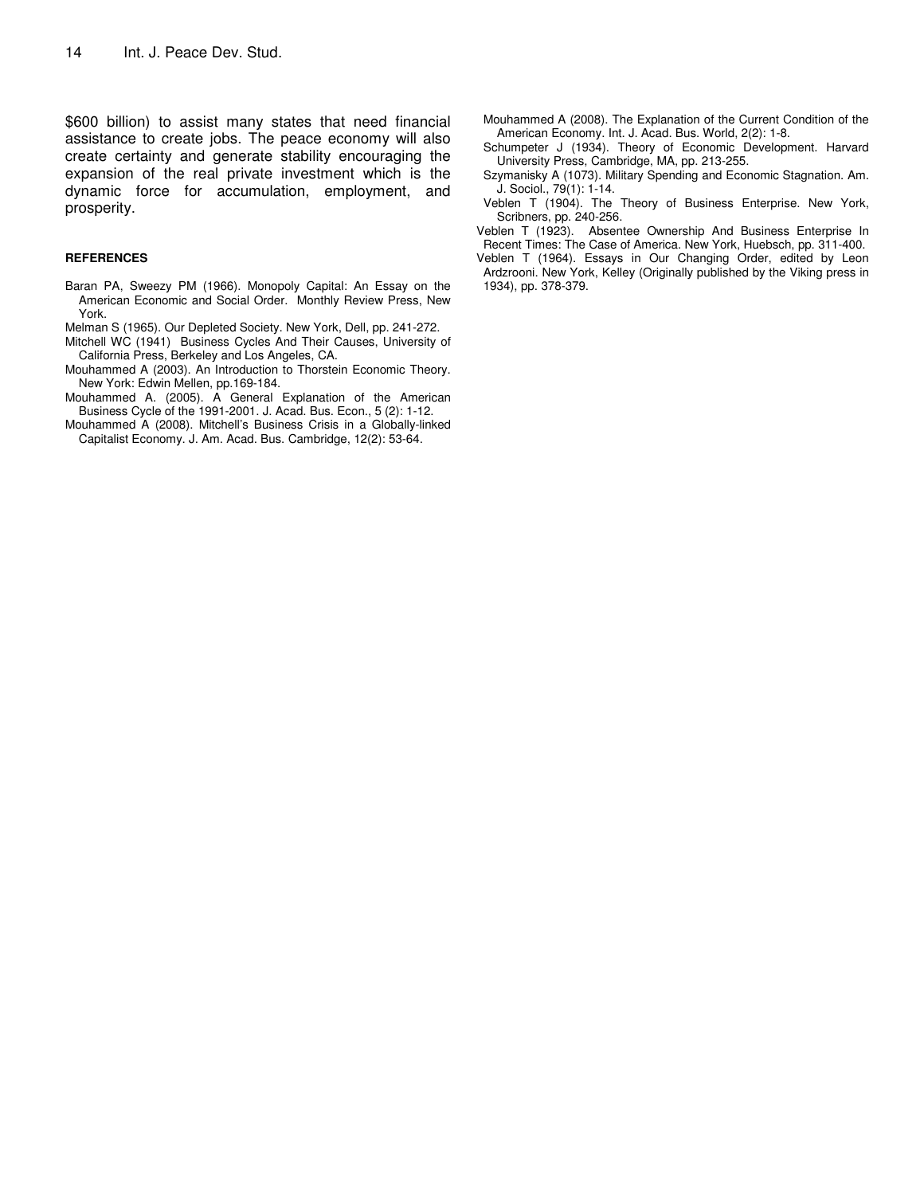$600 billion) to assist many states that need financial assistance to create jobs. The peace economy will also create certainty and generate stability encouraging the expansion of the real private investment which is the dynamic force for accumulation, employment, and prosperity.

**REFERENCES**

Baran PA, Sweezy PM (1966). Monopoly Capital: An Essay on the American Economic and Social Order. Monthly Review Press, New York.

Melman S (1965). Our Depleted Society. New York, Dell, pp. 241-272.

Mitchell WC (1941) Business Cycles And Their Causes, University of California Press, Berkeley and Los Angeles, CA.

Mouhammed A (2003). An Introduction to Thorstein Economic Theory. New York: Edwin Mellen, pp.169-184.

Mouhammed A. (2005). A General Explanation of the American Business Cycle of the 1991-2001. J. Acad. Bus. Econ., 5 (2): 1-12.

Mouhammed A (2008). Mitchell's Business Crisis in a Globally-linked Capitalist Economy. J. Am. Acad. Bus. Cambridge, 12(2): 53-64.

Mouhammed A (2008). The Explanation of the Current Condition of the American Economy. Int. J. Acad. Bus. World, 2(2): 1-8.

Schumpeter J (1934). Theory of Economic Development. Harvard University Press, Cambridge, MA, pp. 213-255.

Szymanisky A (1073). Military Spending and Economic Stagnation. Am. J. Sociol., 79(1): 1-14.

Veblen T (1904). The Theory of Business Enterprise. New York, Scribners, pp. 240-256.

Veblen T (1923). Absentee Ownership And Business Enterprise In Recent Times: The Case of America. New York, Huebsch, pp. 311-400.

Veblen T (1964). Essays in Our Changing Order, edited by Leon Ardzrooni. New York, Kelley (Originally published by the Viking press in 1934), pp. 378-379.